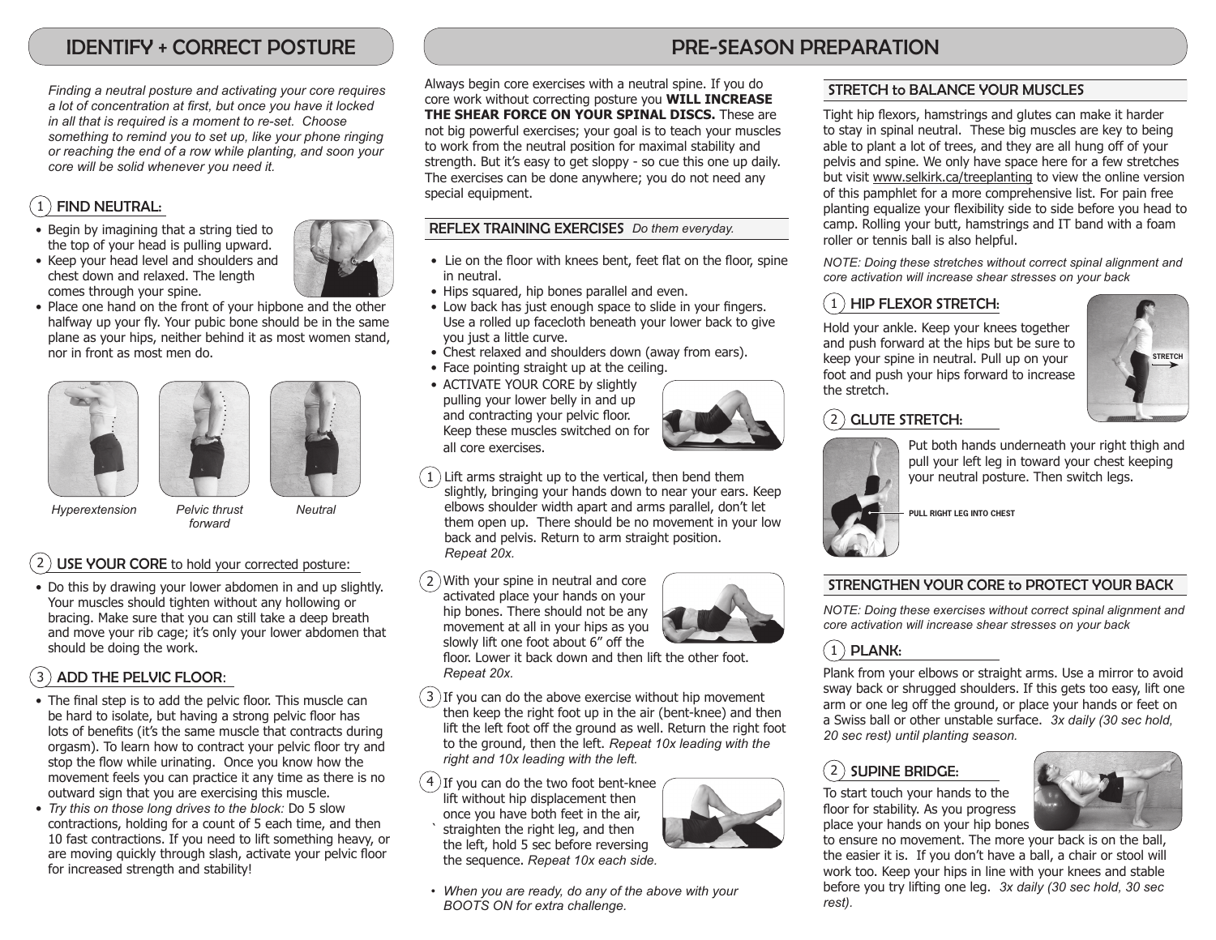# IDENTIFY + CORRECT POSTURE

*Finding a neutral posture and activating your core requires a lot of concentration at first, but once you have it locked in all that is required is a moment to re-set. Choose something to remind you to set up, like your phone ringing or reaching the end of a row while planting, and soon your core will be solid whenever you need it.*

## 1 FIND NEUTRAL:

- Begin by imagining that a string tied to the top of your head is pulling upward.
- Keep your head level and shoulders and chest down and relaxed. The length comes through your spine.
- Place one hand on the front of your hipbone and the other halfway up your fly. Your pubic bone should be in the same plane as your hips, neither behind it as most women stand, nor in front as most men do.

*Hyperextension* *Pelvic thrust forward* *Neutral*

## 2 USE YOUR CORE to hold your corrected posture:

- Do this by drawing your lower abdomen in and up slightly. Your muscles should tighten without any hollowing or bracing. Make sure that you can still take a deep breath and move your rib cage; it's only your lower abdomen that should be doing the work.

## 3 ADD THE PELVIC FLOOR:

- The final step is to add the pelvic floor. This muscle can be hard to isolate, but having a strong pelvic floor has lots of benefits (it's the same muscle that contracts during orgasm). To learn how to contract your pelvic floor try and stop the flow while urinating. Once you know how the movement feels you can practice it any time as there is no outward sign that you are exercising this muscle.
- *Try this on those long drives to the block:* Do 5 slow contractions, holding for a count of 5 each time, and then 10 fast contractions. If you need to lift something heavy, or are moving quickly through slash, activate your pelvic floor for increased strength and stability!

# PRE-SEASON PREPARATION

Always begin core exercises with a neutral spine. If you do core work without correcting posture you **WILL INCREASE THE SHEAR FORCE ON YOUR SPINAL DISCS.** These are not big powerful exercises; your goal is to teach your muscles to work from the neutral position for maximal stability and strength. But it's easy to get sloppy - so cue this one up daily. The exercises can be done anywhere; you do not need any special equipment.

## REFLEX TRAINING EXERCISES *Do them everyday.*

- Lie on the floor with knees bent, feet flat on the floor, spine in neutral.
- Hips squared, hip bones parallel and even.
- Low back has just enough space to slide in your fingers. Use a rolled up facecloth beneath your lower back to give you just a little curve.
- Chest relaxed and shoulders down (away from ears).
- Face pointing straight up at the ceiling.
- ACTIVATE YOUR CORE by slightly pulling your lower belly in and up and contracting your pelvic floor. Keep these muscles switched on for all core exercises.

1. Lift arms straight up to the vertical, then bend them slightly, bringing your hands down to near your ears. Keep elbows shoulder width apart and arms parallel, don't let them open up. There should be no movement in your low back and pelvis. Return to arm straight position. *Repeat 20x.*
2. With your spine in neutral and core activated place your hands on your hip bones. There should not be any movement at all in your hips as you slowly lift one foot about 6" off the floor. Lower it back down and then lift the other foot. *Repeat 20x.*
3. If you can do the above exercise without hip movement then keep the right foot up in the air (bent-knee) and then lift the left foot off the ground as well. Return the right foot to the ground, then the left. *Repeat 10x leading with the right and 10x leading with the left.*
4. If you can do the two foot bent-knee lift without hip displacement then once you have both feet in the air, straighten the right leg, and then the left, hold 5 sec before reversing the sequence. *Repeat 10x each side.*

- *When you are ready, do any of the above with your BOOTS ON for extra challenge.*

## STRETCH to BALANCE YOUR MUSCLES

Tight hip flexors, hamstrings and glutes can make it harder to stay in spinal neutral. These big muscles are key to being able to plant a lot of trees, and they are all hung off of your pelvis and spine. We only have space here for a few stretches but visit www.selkirk.ca/treeplanting to view the online version of this pamphlet for a more comprehensive list. For pain free planting equalize your flexibility side to side before you head to camp. Rolling your butt, hamstrings and IT band with a foam roller or tennis ball is also helpful.

*NOTE: Doing these stretches without correct spinal alignment and core activation will increase shear stresses on your back*

### 1 HIP FLEXOR STRETCH:

Hold your ankle. Keep your knees together and push forward at the hips but be sure to keep your spine in neutral. Pull up on your foot and push your hips forward to increase the stretch.

STRETCH

### 2 GLUTE STRETCH:

Put both hands underneath your right thigh and pull your left leg in toward your chest keeping your neutral posture. Then switch legs.

PULL RIGHT LEG INTO CHEST

## STRENGTHEN YOUR CORE to PROTECT YOUR BACK

*NOTE: Doing these exercises without correct spinal alignment and core activation will increase shear stresses on your back*

### 1 PLANK:

Plank from your elbows or straight arms. Use a mirror to avoid sway back or shrugged shoulders. If this gets too easy, lift one arm or one leg off the ground, or place your hands or feet on a Swiss ball or other unstable surface. *3x daily (30 sec hold, 20 sec rest) until planting season.*

### 2 SUPINE BRIDGE:

To start touch your hands to the floor for stability. As you progress place your hands on your hip bones to ensure no movement. The more your back is on the ball, the easier it is. If you don't have a ball, a chair or stool will work too. Keep your hips in line with your knees and stable before you try lifting one leg. *3x daily (30 sec hold, 30 sec rest).*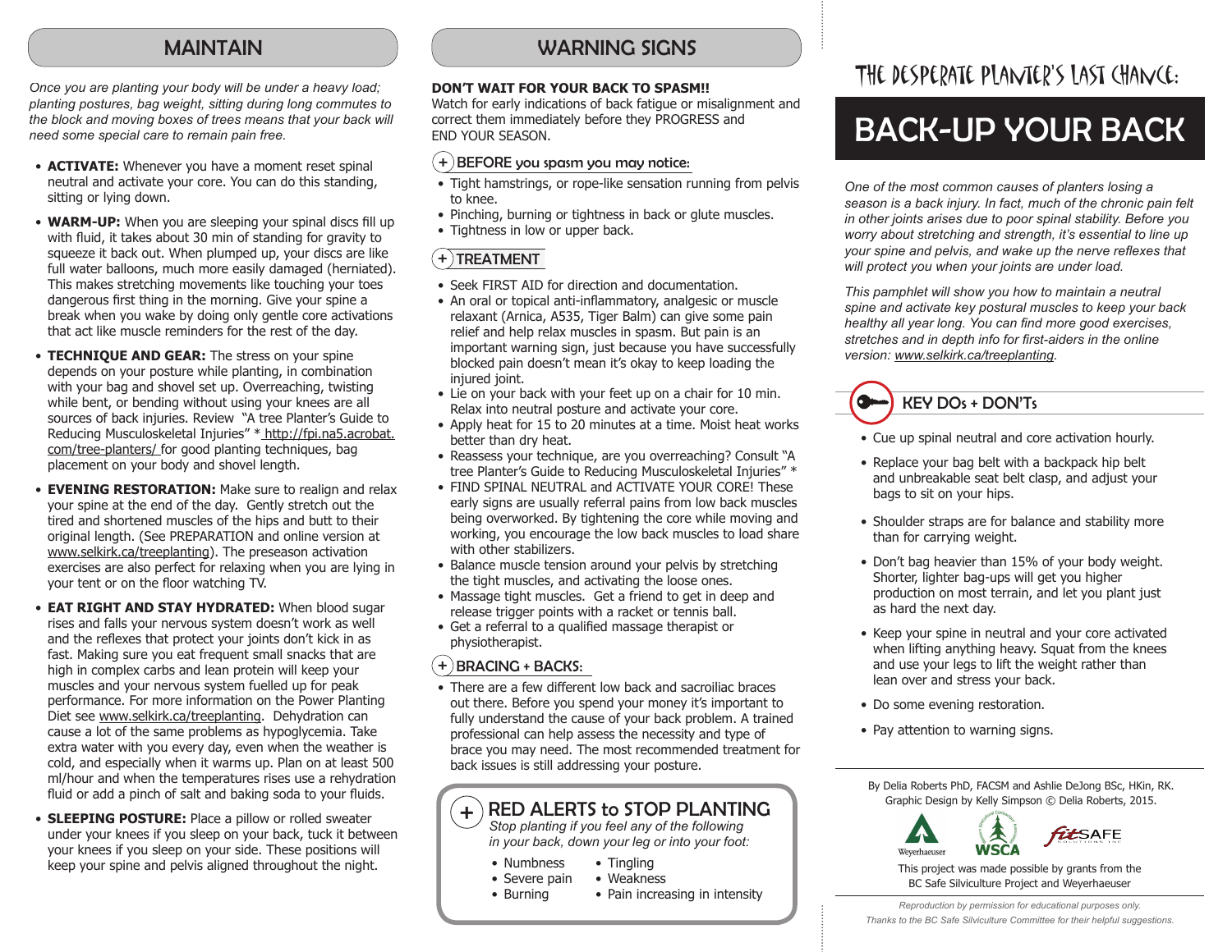## MAINTAIN

*Once you are planting your body will be under a heavy load; planting postures, bag weight, sitting during long commutes to the block and moving boxes of trees means that your back will need some special care to remain pain free.*

- **ACTIVATE:** Whenever you have a moment reset spinal neutral and activate your core. You can do this standing, sitting or lying down.
- **WARM-UP:** When you are sleeping your spinal discs fill up with fluid, it takes about 30 min of standing for gravity to squeeze it back out. When plumped up, your discs are like full water balloons, much more easily damaged (herniated). This makes stretching movements like touching your toes dangerous first thing in the morning. Give your spine a break when you wake by doing only gentle core activations that act like muscle reminders for the rest of the day.
- **TECHNIQUE AND GEAR:** The stress on your spine depends on your posture while planting, in combination with your bag and shovel set up. Overreaching, twisting while bent, or bending without using your knees are all sources of back injuries. Review "A tree Planter's Guide to Reducing Musculoskeletal Injuries" * http://fpi.na5.acrobat.com/tree-planters/ for good planting techniques, bag placement on your body and shovel length.
- **EVENING RESTORATION:** Make sure to realign and relax your spine at the end of the day. Gently stretch out the tired and shortened muscles of the hips and butt to their original length. (See PREPARATION and online version at www.selkirk.ca/treeplanting). The preseason activation exercises are also perfect for relaxing when you are lying in your tent or on the floor watching TV.
- **EAT RIGHT AND STAY HYDRATED:** When blood sugar rises and falls your nervous system doesn't work as well and the reflexes that protect your joints don't kick in as fast. Making sure you eat frequent small snacks that are high in complex carbs and lean protein will keep your muscles and your nervous system fuelled up for peak performance. For more information on the Power Planting Diet see www.selkirk.ca/treeplanting. Dehydration can cause a lot of the same problems as hypoglycemia. Take extra water with you every day, even when the weather is cold, and especially when it warms up. Plan on at least 500 ml/hour and when the temperatures rises use a rehydration fluid or add a pinch of salt and baking soda to your fluids.
- **SLEEPING POSTURE:** Place a pillow or rolled sweater under your knees if you sleep on your back, tuck it between your knees if you sleep on your side. These positions will keep your spine and pelvis aligned throughout the night.

## WARNING SIGNS

**DON'T WAIT FOR YOUR BACK TO SPASM!!**
Watch for early indications of back fatigue or misalignment and correct them immediately before they PROGRESS and END YOUR SEASON.

### + BEFORE you spasm you may notice:

- Tight hamstrings, or rope-like sensation running from pelvis to knee.
- Pinching, burning or tightness in back or glute muscles.
- Tightness in low or upper back.

### + TREATMENT

- Seek FIRST AID for direction and documentation.
- An oral or topical anti-inflammatory, analgesic or muscle relaxant (Arnica, A535, Tiger Balm) can give some pain relief and help relax muscles in spasm. But pain is an important warning sign, just because you have successfully blocked pain doesn't mean it's okay to keep loading the injured joint.
- Lie on your back with your feet up on a chair for 10 min. Relax into neutral posture and activate your core.
- Apply heat for 15 to 20 minutes at a time. Moist heat works better than dry heat.
- Reassess your technique, are you overreaching? Consult "A tree Planter's Guide to Reducing Musculoskeletal Injuries" *
- FIND SPINAL NEUTRAL and ACTIVATE YOUR CORE! These early signs are usually referral pains from low back muscles being overworked. By tightening the core while moving and working, you encourage the low back muscles to load share with other stabilizers.
- Balance muscle tension around your pelvis by stretching the tight muscles, and activating the loose ones.
- Massage tight muscles. Get a friend to get in deep and release trigger points with a racket or tennis ball.
- Get a referral to a qualified massage therapist or physiotherapist.

### + BRACING + BACKS:

- There are a few different low back and sacroiliac braces out there. Before you spend your money it's important to fully understand the cause of your back problem. A trained professional can help assess the necessity and type of brace you may need. The most recommended treatment for back issues is still addressing your posture.

### + RED ALERTS to STOP PLANTING

*Stop planting if you feel any of the following in your back, down your leg or into your foot:*

- Numbness
- Severe pain
- Burning
- Tingling
- Weakness
- Pain increasing in intensity

## THE DESPERATE PLANTER'S LAST CHANCE:

# BACK-UP YOUR BACK

*One of the most common causes of planters losing a season is a back injury. In fact, much of the chronic pain felt in other joints arises due to poor spinal stability. Before you worry about stretching and strength, it's essential to line up your spine and pelvis, and wake up the nerve reflexes that will protect you when your joints are under load.*

*This pamphlet will show you how to maintain a neutral spine and activate key postural muscles to keep your back healthy all year long. You can find more good exercises, stretches and in depth info for first-aiders in the online version: www.selkirk.ca/treeplanting.*

### KEY DOs + DON'Ts

- Cue up spinal neutral and core activation hourly.
- Replace your bag belt with a backpack hip belt and unbreakable seat belt clasp, and adjust your bags to sit on your hips.
- Shoulder straps are for balance and stability more than for carrying weight.
- Don't bag heavier than 15% of your body weight. Shorter, lighter bag-ups will get you higher production on most terrain, and let you plant just as hard the next day.
- Keep your spine in neutral and your core activated when lifting anything heavy. Squat from the knees and use your legs to lift the weight rather than lean over and stress your back.
- Do some evening restoration.
- Pay attention to warning signs.

By Delia Roberts PhD, FACSM and Ashlie DeJong BSc, HKin, RK.
Graphic Design by Kelly Simpson © Delia Roberts, 2015.

Weyerhaeuser WSCA fitSAFE

This project was made possible by grants from the BC Safe Silviculture Project and Weyerhaeuser

*Reproduction by permission for educational purposes only.*
*Thanks to the BC Safe Silviculture Committee for their helpful suggestions.*